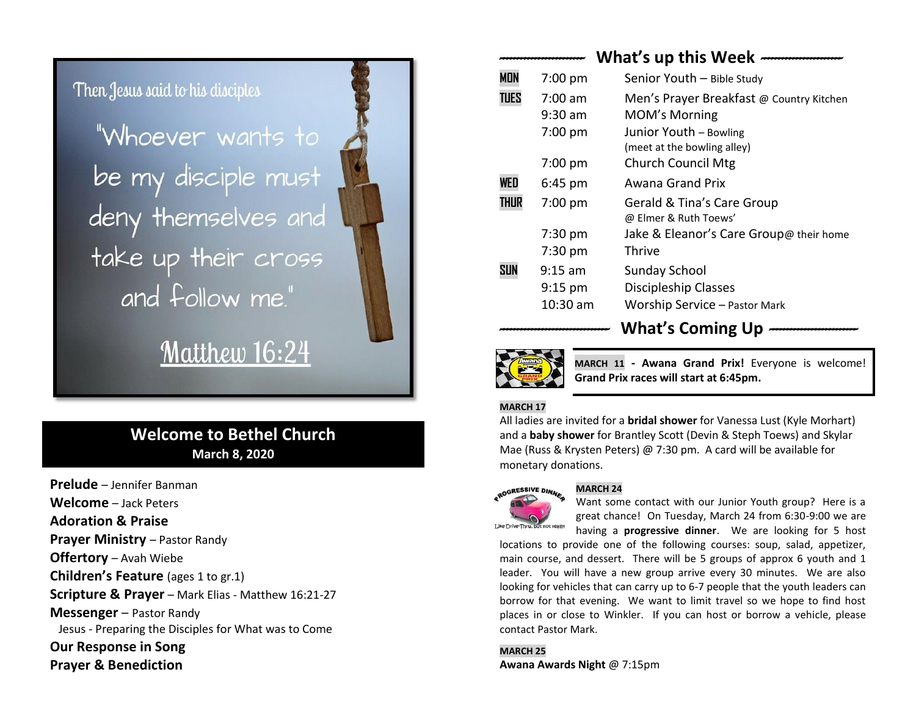Then Jesus said to his disciples

"Whoever wants to be my disciple must deny themselves and take up their cross and follow me."

Matthew 16:24

## Welcome to Bethel Church

**March 8, 2020**

**Prelude** – Jennifer Banman
**Welcome** – Jack Peters
**Adoration & Praise**
**Prayer Ministry** – Pastor Randy
**Offertory** – Avah Wiebe
**Children's Feature** (ages 1 to gr.1)
**Scripture & Prayer** – Mark Elias - Matthew 16:21-27
**Messenger** – Pastor Randy
Jesus - Preparing the Disciples for What was to Come
**Our Response in Song**
**Prayer & Benediction**

## What's up this Week

| | | |
|---|---|---|
| **MON** | 7:00 pm | Senior Youth – Bible Study |
| **TUES** | 7:00 am | Men's Prayer Breakfast @ Country Kitchen |
| | 9:30 am | MOM's Morning |
| | 7:00 pm | Junior Youth – Bowling (meet at the bowling alley) |
| | 7:00 pm | Church Council Mtg |
| **WED** | 6:45 pm | Awana Grand Prix |
| **THUR** | 7:00 pm | Gerald & Tina's Care Group @ Elmer & Ruth Toews' |
| | 7:30 pm | Jake & Eleanor's Care Group@ their home |
| | 7:30 pm | Thrive |
| **SUN** | 9:15 am | Sunday School |
| | 9:15 pm | Discipleship Classes |
| | 10:30 am | Worship Service – Pastor Mark |

## What's Coming Up

**MARCH 11 - Awana Grand Prix!** Everyone is welcome! **Grand Prix races will start at 6:45pm.**

**MARCH 17**
All ladies are invited for a **bridal shower** for Vanessa Lust (Kyle Morhart) and a **baby shower** for Brantley Scott (Devin & Steph Toews) and Skylar Mae (Russ & Krysten Peters) @ 7:30 pm. A card will be available for monetary donations.

**MARCH 24**
Want some contact with our Junior Youth group? Here is a great chance! On Tuesday, March 24 from 6:30-9:00 we are having a **progressive dinner**. We are looking for 5 host locations to provide one of the following courses: soup, salad, appetizer, main course, and dessert. There will be 5 groups of approx 6 youth and 1 leader. You will have a new group arrive every 30 minutes. We are also looking for vehicles that can carry up to 6-7 people that the youth leaders can borrow for that evening. We want to limit travel so we hope to find host places in or close to Winkler. If you can host or borrow a vehicle, please contact Pastor Mark.

**MARCH 25**
**Awana Awards Night** @ 7:15pm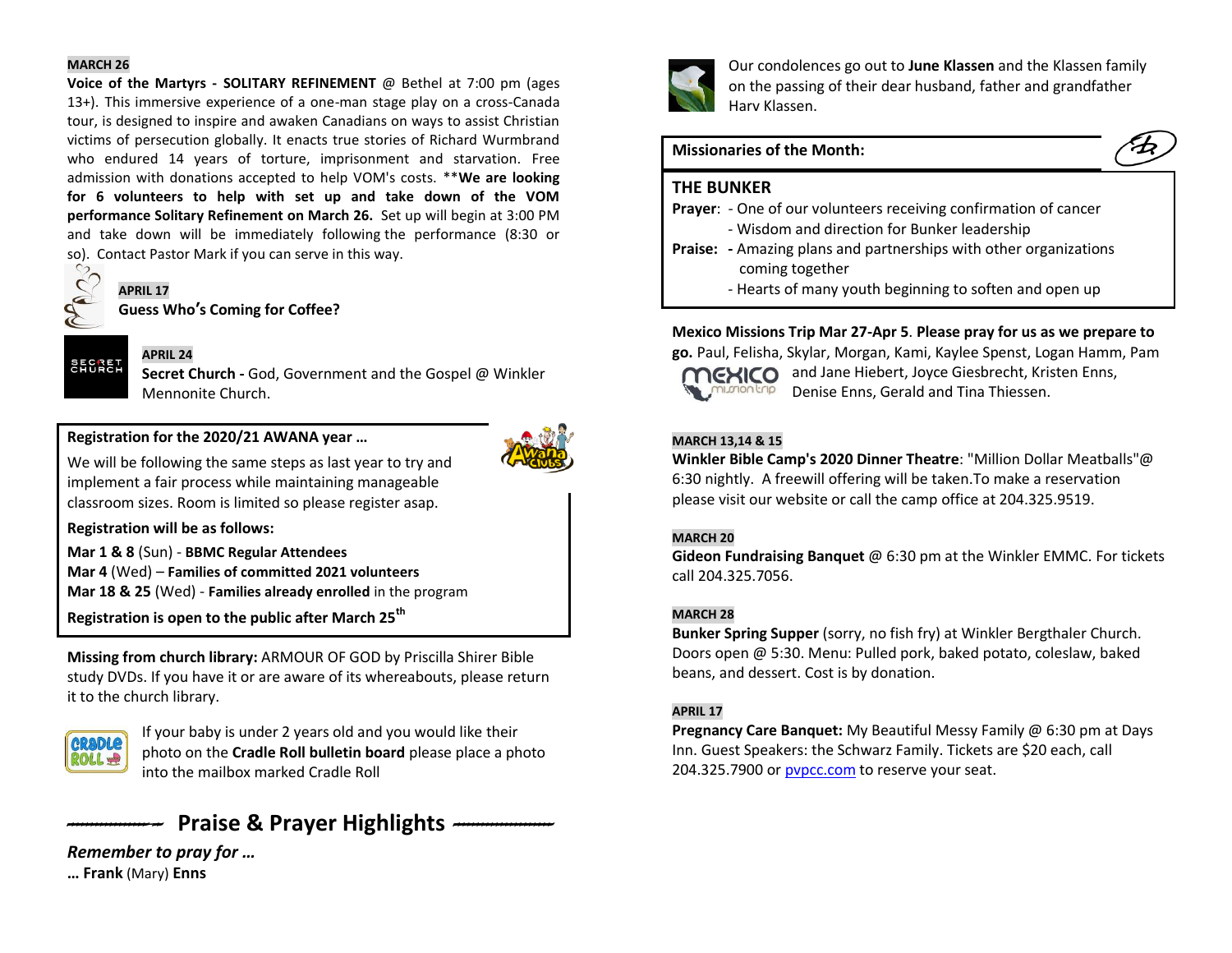**MARCH 26**

**Voice of the Martyrs - SOLITARY REFINEMENT** @ Bethel at 7:00 pm (ages 13+). This immersive experience of a one-man stage play on a cross-Canada tour, is designed to inspire and awaken Canadians on ways to assist Christian victims of persecution globally. It enacts true stories of Richard Wurmbrand who endured 14 years of torture, imprisonment and starvation. Free admission with donations accepted to help VOM's costs. ****We are looking for 6 volunteers to help with set up and take down of the VOM performance Solitary Refinement on March 26.** Set up will begin at 3:00 PM and take down will be immediately following the performance (8:30 or so). Contact Pastor Mark if you can serve in this way.

**APRIL 17**
**Guess Who's Coming for Coffee?**

**APRIL 24**
**Secret Church -** God, Government and the Gospel @ Winkler Mennonite Church.

**Registration for the 2020/21 AWANA year …**

We will be following the same steps as last year to try and implement a fair process while maintaining manageable classroom sizes. Room is limited so please register asap.

**Registration will be as follows:**

**Mar 1 & 8** (Sun) - **BBMC Regular Attendees**
**Mar 4** (Wed) – **Families of committed 2021 volunteers**
**Mar 18 & 25** (Wed) - **Families already enrolled** in the program

**Registration is open to the public after March 25th**

**Missing from church library:** ARMOUR OF GOD by Priscilla Shirer Bible study DVDs. If you have it or are aware of its whereabouts, please return it to the church library.

If your baby is under 2 years old and you would like their photo on the **Cradle Roll bulletin board** please place a photo into the mailbox marked Cradle Roll

## Praise & Prayer Highlights

***Remember to pray for …***
**… Frank** (Mary) **Enns**

Our condolences go out to **June Klassen** and the Klassen family on the passing of their dear husband, father and grandfather Harv Klassen.

**Missionaries of the Month:**

**THE BUNKER**

**Prayer**: - One of our volunteers receiving confirmation of cancer
- Wisdom and direction for Bunker leadership

**Praise: -** Amazing plans and partnerships with other organizations coming together
- Hearts of many youth beginning to soften and open up

**Mexico Missions Trip Mar 27-Apr 5**. **Please pray for us as we prepare to go.** Paul, Felisha, Skylar, Morgan, Kami, Kaylee Spenst, Logan Hamm, Pam and Jane Hiebert, Joyce Giesbrecht, Kristen Enns, Denise Enns, Gerald and Tina Thiessen.

**MARCH 13,14 & 15**

**Winkler Bible Camp's 2020 Dinner Theatre**: "Million Dollar Meatballs"@ 6:30 nightly. A freewill offering will be taken.To make a reservation please visit our website or call the camp office at 204.325.9519.

**MARCH 20**

**Gideon Fundraising Banquet** @ 6:30 pm at the Winkler EMMC. For tickets call 204.325.7056.

**MARCH 28**

**Bunker Spring Supper** (sorry, no fish fry) at Winkler Bergthaler Church. Doors open @ 5:30. Menu: Pulled pork, baked potato, coleslaw, baked beans, and dessert. Cost is by donation.

**APRIL 17**

**Pregnancy Care Banquet:** My Beautiful Messy Family @ 6:30 pm at Days Inn. Guest Speakers: the Schwarz Family. Tickets are $20 each, call 204.325.7900 or pvpcc.com to reserve your seat.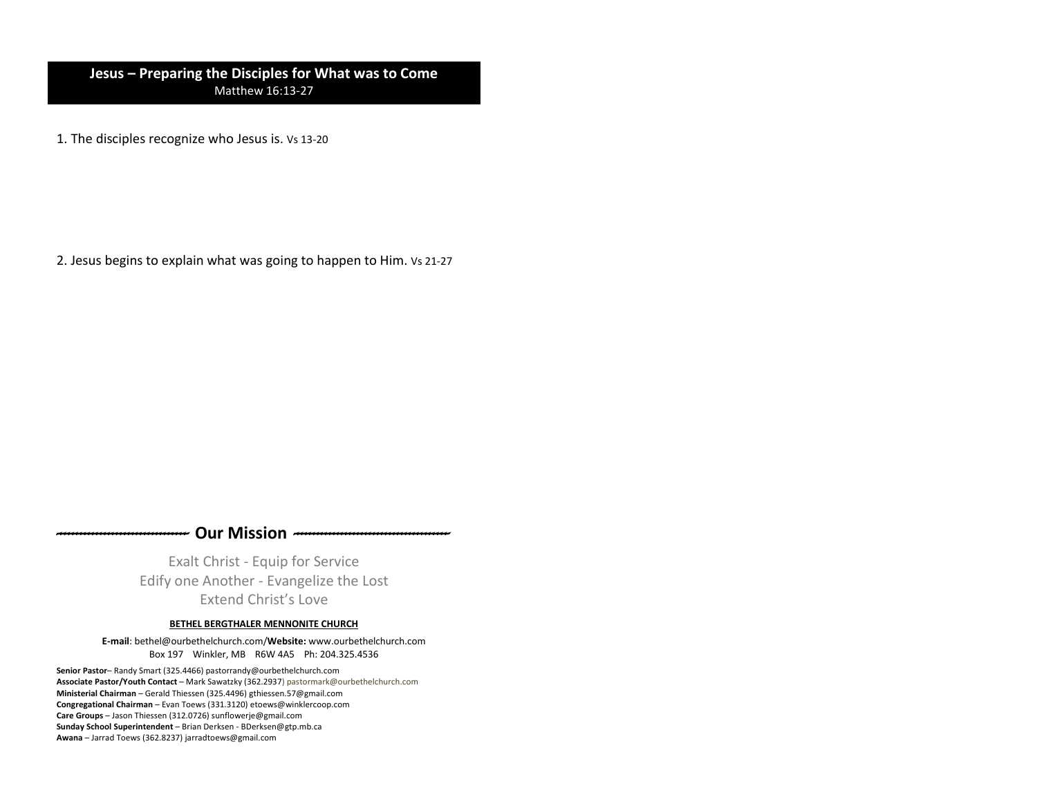## Jesus – Preparing the Disciples for What was to Come

Matthew 16:13-27

1. The disciples recognize who Jesus is. Vs 13-20

2. Jesus begins to explain what was going to happen to Him. Vs 21-27

## Our Mission

Exalt Christ - Equip for Service
Edify one Another - Evangelize the Lost
Extend Christ's Love

**BETHEL BERGTHALER MENNONITE CHURCH**

**E-mail**: bethel@ourbethelchurch.com/**Website:** www.ourbethelchurch.com
Box 197 Winkler, MB R6W 4A5 Ph: 204.325.4536

**Senior Pastor**– Randy Smart (325.4466) pastorrandy@ourbethelchurch.com
**Associate Pastor/Youth Contact** – Mark Sawatzky (362.2937) pastormark@ourbethelchurch.com
**Ministerial Chairman** – Gerald Thiessen (325.4496) gthiessen.57@gmail.com
**Congregational Chairman** – Evan Toews (331.3120) etoews@winklercoop.com
**Care Groups** – Jason Thiessen (312.0726) sunflowerje@gmail.com
**Sunday School Superintendent** – Brian Derksen - BDerksen@gtp.mb.ca
**Awana** – Jarrad Toews (362.8237) jarradtoews@gmail.com